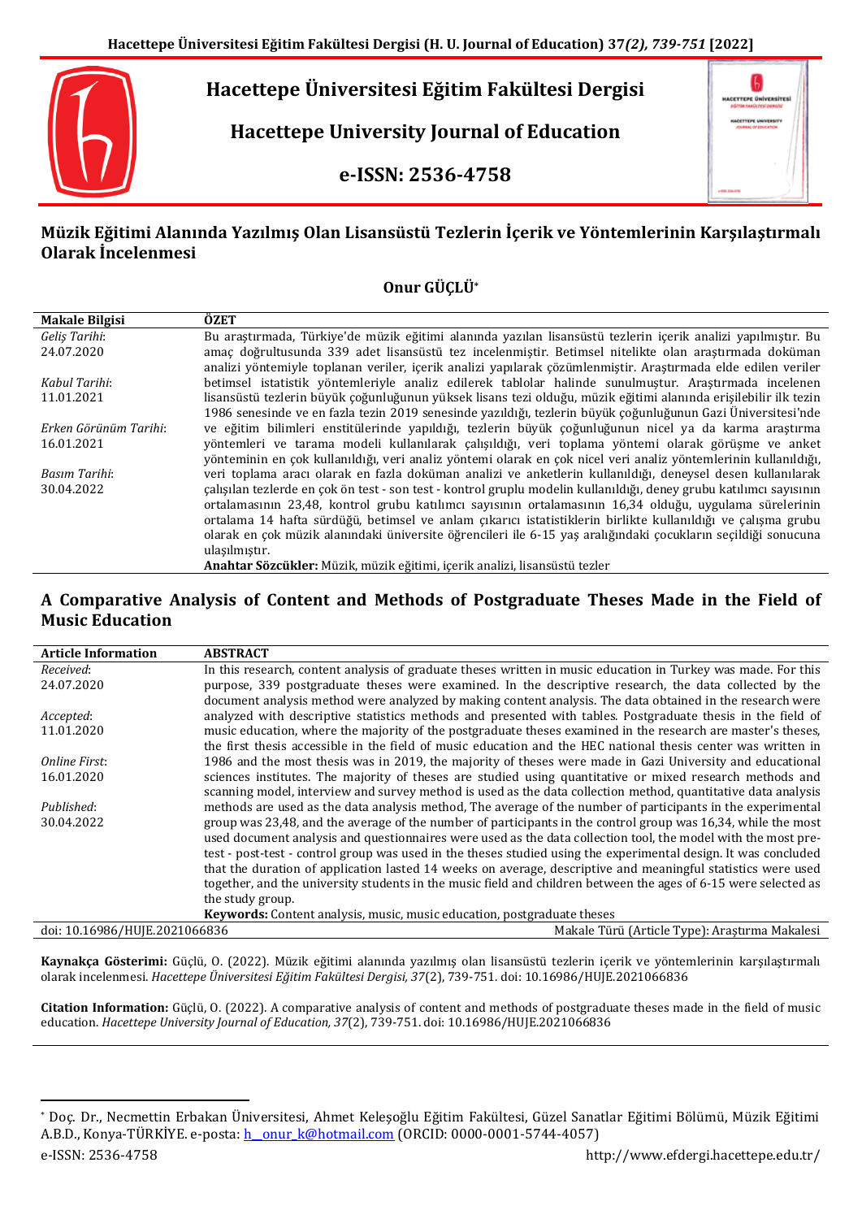# Hacettepe Üniversitesi Eğitim Fakültesi Dergisi

# Hacettepe University Journal of Education

**e-ISSN: 2536-4758**

## Müzik Eğitimi Alanında Yazılmış Olan Lisansüstü Tezlerin İçerik ve Yöntemlerinin Karşılaştırmalı Olarak İncelenmesi

**Onur GÜÇLÜ***

| Makale Bilgisi | ÖZET |
|---|---|
| *Geliş Tarihi*: 24.07.2020<br>*Kabul Tarihi*: 11.01.2021<br>*Erken Görünüm Tarihi*: 16.01.2021<br>*Basım Tarihi*: 30.04.2022 | Bu araştırmada, Türkiye'de müzik eğitimi alanında yazılan lisansüstü tezlerin içerik analizi yapılmıştır. Bu amaç doğrultusunda 339 adet lisansüstü tez incelenmiştir. Betimsel nitelikte olan araştırmada doküman analizi yöntemiyle toplanan veriler, içerik analizi yapılarak çözümlenmiştir. Araştırmada elde edilen veriler betimsel istatistik yöntemleriyle analiz edilerek tablolar halinde sunulmuştur. Araştırmada incelenen lisansüstü tezlerin büyük çoğunluğunun yüksek lisans tezi olduğu, müzik eğitimi alanında erişilebilir ilk tezin 1986 senesinde ve en fazla tezin 2019 senesinde yazıldığı, tezlerin büyük çoğunluğunun Gazi Üniversitesi'nde ve eğitim bilimleri enstitülerinde yapıldığı, tezlerin büyük çoğunluğunun nicel ya da karma araştırma yöntemleri ve tarama modeli kullanılarak çalışıldığı, veri toplama yöntemi olarak görüşme ve anket yönteminin en çok kullanıldığı, veri analiz yöntemi olarak en çok nicel veri analiz yöntemlerinin kullanıldığı, veri toplama aracı olarak en fazla doküman analizi ve anketlerin kullanıldığı, deneysel desen kullanılarak çalışılan tezlerde en çok ön test - son test - kontrol gruplu modelin kullanıldığı, deney grubu katılımcı sayısının ortalamasının 23,48, kontrol grubu katılımcı sayısının ortalamasının 16,34 olduğu, uygulama sürelerinin ortalama 14 hafta sürdüğü, betimsel ve anlam çıkarıcı istatistiklerin birlikte kullanıldığı ve çalışma grubu olarak en çok müzik alanındaki üniversite öğrencileri ile 6-15 yaş aralığındaki çocukların seçildiği sonucuna ulaşılmıştır.<br>**Anahtar Sözcükler:** Müzik, müzik eğitimi, içerik analizi, lisansüstü tezler |

## A Comparative Analysis of Content and Methods of Postgraduate Theses Made in the Field of Music Education

| Article Information | ABSTRACT |
|---|---|
| *Received*: 24.07.2020<br>*Accepted*: 11.01.2020<br>*Online First*: 16.01.2020<br>*Published*: 30.04.2022 | In this research, content analysis of graduate theses written in music education in Turkey was made. For this purpose, 339 postgraduate theses were examined. In the descriptive research, the data collected by the document analysis method were analyzed by making content analysis. The data obtained in the research were analyzed with descriptive statistics methods and presented with tables. Postgraduate thesis in the field of music education, where the majority of the postgraduate theses examined in the research are master's theses, the first thesis accessible in the field of music education and the HEC national thesis center was written in 1986 and the most thesis was in 2019, the majority of theses were made in Gazi University and educational sciences institutes. The majority of theses are studied using quantitative or mixed research methods and scanning model, interview and survey method is used as the data collection method, quantitative data analysis methods are used as the data analysis method, The average of the number of participants in the experimental group was 23,48, and the average of the number of participants in the control group was 16,34, while the most used document analysis and questionnaires were used as the data collection tool, the model with the most pre-test - post-test - control group was used in the theses studied using the experimental design. It was concluded that the duration of application lasted 14 weeks on average, descriptive and meaningful statistics were used together, and the university students in the music field and children between the ages of 6-15 were selected as the study group.<br>**Keywords:** Content analysis, music, music education, postgraduate theses |

doi: 10.16986/HUJE.2021066836 — Makale Türü (Article Type): Araştırma Makalesi

**Kaynakça Gösterimi:** Güçlü, O. (2022). Müzik eğitimi alanında yazılmış olan lisansüstü tezlerin içerik ve yöntemlerinin karşılaştırmalı olarak incelenmesi. *Hacettepe Üniversitesi Eğitim Fakültesi Dergisi, 37*(2), 739-751. doi: 10.16986/HUJE.2021066836

**Citation Information:** Güçlü, O. (2022). A comparative analysis of content and methods of postgraduate theses made in the field of music education. *Hacettepe University Journal of Education, 37*(2), 739-751. doi: 10.16986/HUJE.2021066836

---

* Doç. Dr., Necmettin Erbakan Üniversitesi, Ahmet Keleşoğlu Eğitim Fakültesi, Güzel Sanatlar Eğitimi Bölümü, Müzik Eğitimi A.B.D., Konya-TÜRKİYE. e-posta: h__onur_k@hotmail.com (ORCID: 0000-0001-5744-4057)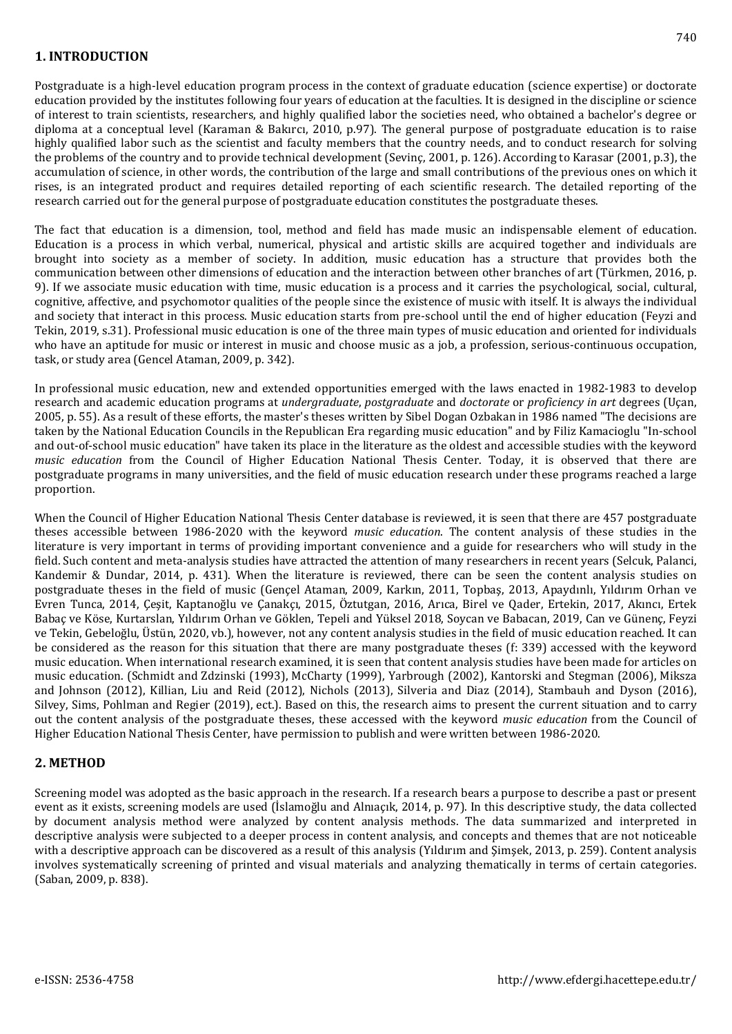## 1. INTRODUCTION

Postgraduate is a high-level education program process in the context of graduate education (science expertise) or doctorate education provided by the institutes following four years of education at the faculties. It is designed in the discipline or science of interest to train scientists, researchers, and highly qualified labor the societies need, who obtained a bachelor's degree or diploma at a conceptual level (Karaman & Bakırcı, 2010, p.97). The general purpose of postgraduate education is to raise highly qualified labor such as the scientist and faculty members that the country needs, and to conduct research for solving the problems of the country and to provide technical development (Sevinç, 2001, p. 126). According to Karasar (2001, p.3), the accumulation of science, in other words, the contribution of the large and small contributions of the previous ones on which it rises, is an integrated product and requires detailed reporting of each scientific research. The detailed reporting of the research carried out for the general purpose of postgraduate education constitutes the postgraduate theses.

The fact that education is a dimension, tool, method and field has made music an indispensable element of education. Education is a process in which verbal, numerical, physical and artistic skills are acquired together and individuals are brought into society as a member of society. In addition, music education has a structure that provides both the communication between other dimensions of education and the interaction between other branches of art (Türkmen, 2016, p. 9). If we associate music education with time, music education is a process and it carries the psychological, social, cultural, cognitive, affective, and psychomotor qualities of the people since the existence of music with itself. It is always the individual and society that interact in this process. Music education starts from pre-school until the end of higher education (Feyzi and Tekin, 2019, s.31). Professional music education is one of the three main types of music education and oriented for individuals who have an aptitude for music or interest in music and choose music as a job, a profession, serious-continuous occupation, task, or study area (Gencel Ataman, 2009, p. 342).

In professional music education, new and extended opportunities emerged with the laws enacted in 1982-1983 to develop research and academic education programs at *undergraduate*, *postgraduate* and *doctorate* or *proficiency in art* degrees (Uçan, 2005, p. 55). As a result of these efforts, the master's theses written by Sibel Dogan Ozbakan in 1986 named "The decisions are taken by the National Education Councils in the Republican Era regarding music education" and by Filiz Kamacioglu "In-school and out-of-school music education" have taken its place in the literature as the oldest and accessible studies with the keyword *music education* from the Council of Higher Education National Thesis Center. Today, it is observed that there are postgraduate programs in many universities, and the field of music education research under these programs reached a large proportion.

When the Council of Higher Education National Thesis Center database is reviewed, it is seen that there are 457 postgraduate theses accessible between 1986-2020 with the keyword *music education*. The content analysis of these studies in the literature is very important in terms of providing important convenience and a guide for researchers who will study in the field. Such content and meta-analysis studies have attracted the attention of many researchers in recent years (Selcuk, Palanci, Kandemir & Dundar, 2014, p. 431). When the literature is reviewed, there can be seen the content analysis studies on postgraduate theses in the field of music (Gençel Ataman, 2009, Karkın, 2011, Topbaş, 2013, Apaydınlı, Yıldırım Orhan ve Evren Tunca, 2014, Çeşit, Kaptanoğlu ve Çanakçı, 2015, Öztutgan, 2016, Arıca, Birel ve Qader, Ertekin, 2017, Akıncı, Ertek Babaç ve Köse, Kurtarslan, Yıldırım Orhan ve Göklen, Tepeli and Yüksel 2018, Soycan ve Babacan, 2019, Can ve Günenç, Feyzi ve Tekin, Gebeloğlu, Üstün, 2020, vb.), however, not any content analysis studies in the field of music education reached. It can be considered as the reason for this situation that there are many postgraduate theses (f: 339) accessed with the keyword music education. When international research examined, it is seen that content analysis studies have been made for articles on music education. (Schmidt and Zdzinski (1993), McCharty (1999), Yarbrough (2002), Kantorski and Stegman (2006), Miksza and Johnson (2012), Killian, Liu and Reid (2012), Nichols (2013), Silveria and Diaz (2014), Stambauh and Dyson (2016), Silvey, Sims, Pohlman and Regier (2019), ect.). Based on this, the research aims to present the current situation and to carry out the content analysis of the postgraduate theses, these accessed with the keyword *music education* from the Council of Higher Education National Thesis Center, have permission to publish and were written between 1986-2020.

## 2. METHOD

Screening model was adopted as the basic approach in the research. If a research bears a purpose to describe a past or present event as it exists, screening models are used (İslamoğlu and Alnıaçık, 2014, p. 97). In this descriptive study, the data collected by document analysis method were analyzed by content analysis methods. The data summarized and interpreted in descriptive analysis were subjected to a deeper process in content analysis, and concepts and themes that are not noticeable with a descriptive approach can be discovered as a result of this analysis (Yıldırım and Şimşek, 2013, p. 259). Content analysis involves systematically screening of printed and visual materials and analyzing thematically in terms of certain categories. (Saban, 2009, p. 838).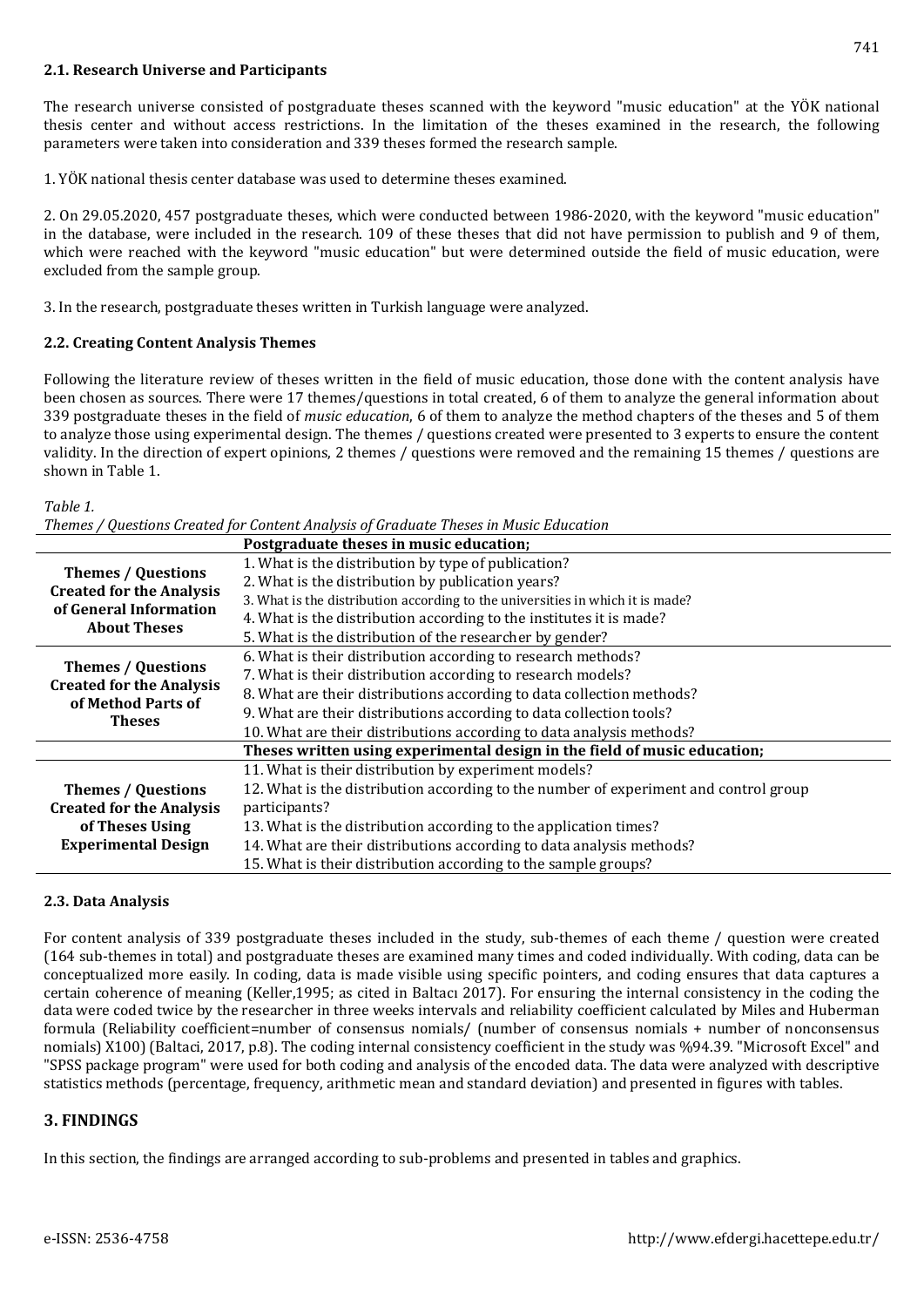### 2.1. Research Universe and Participants

The research universe consisted of postgraduate theses scanned with the keyword "music education" at the YÖK national thesis center and without access restrictions. In the limitation of the theses examined in the research, the following parameters were taken into consideration and 339 theses formed the research sample.

1. YÖK national thesis center database was used to determine theses examined.

2. On 29.05.2020, 457 postgraduate theses, which were conducted between 1986-2020, with the keyword "music education" in the database, were included in the research. 109 of these theses that did not have permission to publish and 9 of them, which were reached with the keyword "music education" but were determined outside the field of music education, were excluded from the sample group.

3. In the research, postgraduate theses written in Turkish language were analyzed.

### 2.2. Creating Content Analysis Themes

Following the literature review of theses written in the field of music education, those done with the content analysis have been chosen as sources. There were 17 themes/questions in total created, 6 of them to analyze the general information about 339 postgraduate theses in the field of *music education*, 6 of them to analyze the method chapters of the theses and 5 of them to analyze those using experimental design. The themes / questions created were presented to 3 experts to ensure the content validity. In the direction of expert opinions, 2 themes / questions were removed and the remaining 15 themes / questions are shown in Table 1.

*Table 1.*
*Themes / Questions Created for Content Analysis of Graduate Theses in Music Education*

| | **Postgraduate theses in music education;** |
|---|---|
| **Themes / Questions Created for the Analysis of General Information About Theses** | 1. What is the distribution by type of publication?<br>2. What is the distribution by publication years?<br>3. What is the distribution according to the universities in which it is made?<br>4. What is the distribution according to the institutes it is made?<br>5. What is the distribution of the researcher by gender? |
| **Themes / Questions Created for the Analysis of Method Parts of Theses** | 6. What is their distribution according to research methods?<br>7. What is their distribution according to research models?<br>8. What are their distributions according to data collection methods?<br>9. What are their distributions according to data collection tools?<br>10. What are their distributions according to data analysis methods? |
| | **Theses written using experimental design in the field of music education;** |
| **Themes / Questions Created for the Analysis of Theses Using Experimental Design** | 11. What is their distribution by experiment models?<br>12. What is the distribution according to the number of experiment and control group participants?<br>13. What is the distribution according to the application times?<br>14. What are their distributions according to data analysis methods?<br>15. What is their distribution according to the sample groups? |

### 2.3. Data Analysis

For content analysis of 339 postgraduate theses included in the study, sub-themes of each theme / question were created (164 sub-themes in total) and postgraduate theses are examined many times and coded individually. With coding, data can be conceptualized more easily. In coding, data is made visible using specific pointers, and coding ensures that data captures a certain coherence of meaning (Keller,1995; as cited in Baltacı 2017). For ensuring the internal consistency in the coding the data were coded twice by the researcher in three weeks intervals and reliability coefficient calculated by Miles and Huberman formula (Reliability coefficient=number of consensus nomials/ (number of consensus nomials + number of nonconsensus nomials) X100) (Baltaci, 2017, p.8). The coding internal consistency coefficient in the study was %94.39. "Microsoft Excel" and "SPSS package program" were used for both coding and analysis of the encoded data. The data were analyzed with descriptive statistics methods (percentage, frequency, arithmetic mean and standard deviation) and presented in figures with tables.

## 3. FINDINGS

In this section, the findings are arranged according to sub-problems and presented in tables and graphics.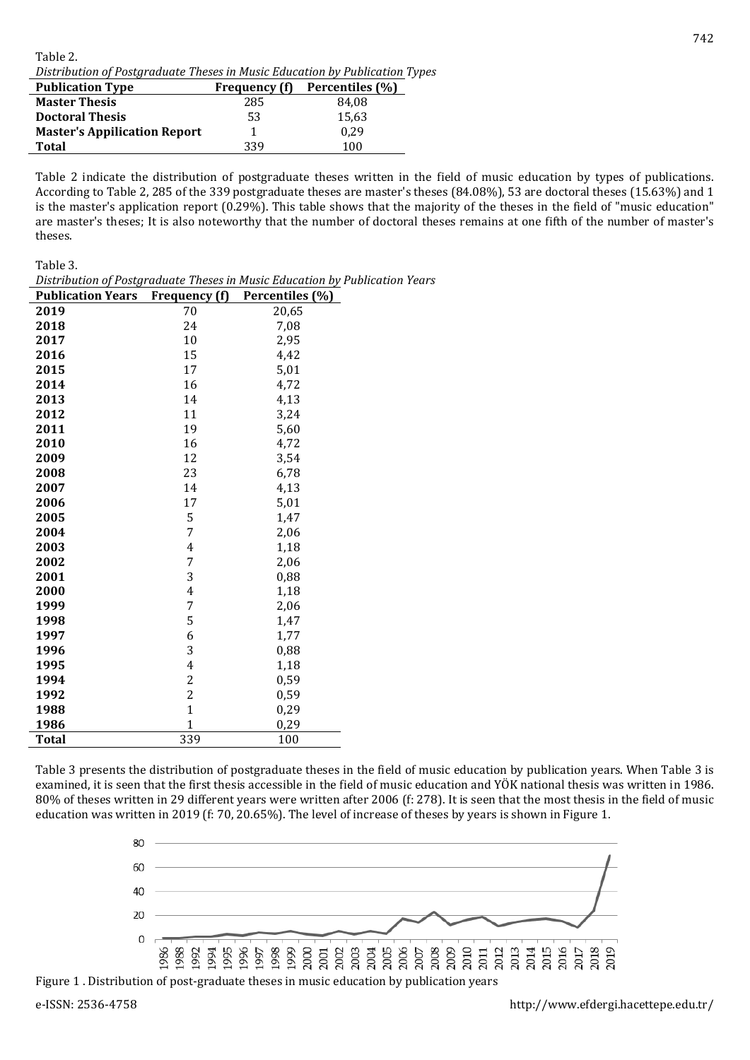Table 2.
*Distribution of Postgraduate Theses in Music Education by Publication Types*

| Publication Type | Frequency (f) | Percentiles (%) |
|---|---|---|
| **Master Thesis** | 285 | 84,08 |
| **Doctoral Thesis** | 53 | 15,63 |
| **Master's Appilication Report** | 1 | 0,29 |
| **Total** | 339 | 100 |

Table 2 indicate the distribution of postgraduate theses written in the field of music education by types of publications. According to Table 2, 285 of the 339 postgraduate theses are master's theses (84.08%), 53 are doctoral theses (15.63%) and 1 is the master's application report (0.29%). This table shows that the majority of the theses in the field of "music education" are master's theses; It is also noteworthy that the number of doctoral theses remains at one fifth of the number of master's theses.

Table 3.
*Distribution of Postgraduate Theses in Music Education by Publication Years*

| Publication Years | Frequency (f) | Percentiles (%) |
|---|---|---|
| **2019** | 70 | 20,65 |
| **2018** | 24 | 7,08 |
| **2017** | 10 | 2,95 |
| **2016** | 15 | 4,42 |
| **2015** | 17 | 5,01 |
| **2014** | 16 | 4,72 |
| **2013** | 14 | 4,13 |
| **2012** | 11 | 3,24 |
| **2011** | 19 | 5,60 |
| **2010** | 16 | 4,72 |
| **2009** | 12 | 3,54 |
| **2008** | 23 | 6,78 |
| **2007** | 14 | 4,13 |
| **2006** | 17 | 5,01 |
| **2005** | 5 | 1,47 |
| **2004** | 7 | 2,06 |
| **2003** | 4 | 1,18 |
| **2002** | 7 | 2,06 |
| **2001** | 3 | 0,88 |
| **2000** | 4 | 1,18 |
| **1999** | 7 | 2,06 |
| **1998** | 5 | 1,47 |
| **1997** | 6 | 1,77 |
| **1996** | 3 | 0,88 |
| **1995** | 4 | 1,18 |
| **1994** | 2 | 0,59 |
| **1992** | 2 | 0,59 |
| **1988** | 1 | 0,29 |
| **1986** | 1 | 0,29 |
| **Total** | 339 | 100 |

Table 3 presents the distribution of postgraduate theses in the field of music education by publication years. When Table 3 is examined, it is seen that the first thesis accessible in the field of music education and YÖK national thesis was written in 1986. 80% of theses written in 29 different years were written after 2006 (f: 278). It is seen that the most thesis in the field of music education was written in 2019 (f: 70, 20.65%). The level of increase of theses by years is shown in Figure 1.

Figure 1 . Distribution of post-graduate theses in music education by publication years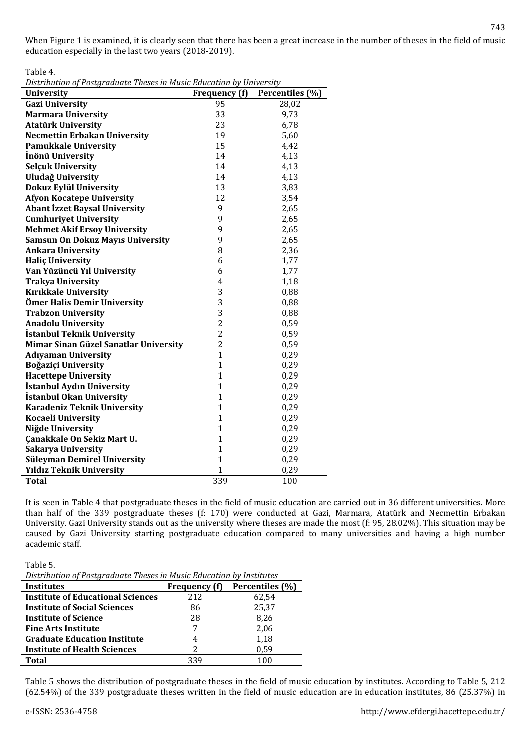When Figure 1 is examined, it is clearly seen that there has been a great increase in the number of theses in the field of music education especially in the last two years (2018-2019).

Table 4.

*Distribution of Postgraduate Theses in Music Education by University*

| University | Frequency (f) | Percentiles (%) |
|---|---|---|
| **Gazi University** | 95 | 28,02 |
| **Marmara University** | 33 | 9,73 |
| **Atatürk University** | 23 | 6,78 |
| **Necmettin Erbakan University** | 19 | 5,60 |
| **Pamukkale University** | 15 | 4,42 |
| **İnönü University** | 14 | 4,13 |
| **Selçuk University** | 14 | 4,13 |
| **Uludağ University** | 14 | 4,13 |
| **Dokuz Eylül University** | 13 | 3,83 |
| **Afyon Kocatepe University** | 12 | 3,54 |
| **Abant İzzet Baysal University** | 9 | 2,65 |
| **Cumhuriyet University** | 9 | 2,65 |
| **Mehmet Akif Ersoy University** | 9 | 2,65 |
| **Samsun On Dokuz Mayıs University** | 9 | 2,65 |
| **Ankara University** | 8 | 2,36 |
| **Haliç University** | 6 | 1,77 |
| **Van Yüzüncü Yıl University** | 6 | 1,77 |
| **Trakya University** | 4 | 1,18 |
| **Kırıkkale University** | 3 | 0,88 |
| **Ömer Halis Demir University** | 3 | 0,88 |
| **Trabzon University** | 3 | 0,88 |
| **Anadolu University** | 2 | 0,59 |
| **İstanbul Teknik University** | 2 | 0,59 |
| **Mimar Sinan Güzel Sanatlar University** | 2 | 0,59 |
| **Adıyaman University** | 1 | 0,29 |
| **Boğaziçi University** | 1 | 0,29 |
| **Hacettepe University** | 1 | 0,29 |
| **İstanbul Aydın University** | 1 | 0,29 |
| **İstanbul Okan University** | 1 | 0,29 |
| **Karadeniz Teknik University** | 1 | 0,29 |
| **Kocaeli University** | 1 | 0,29 |
| **Niğde University** | 1 | 0,29 |
| **Çanakkale On Sekiz Mart U.** | 1 | 0,29 |
| **Sakarya University** | 1 | 0,29 |
| **Süleyman Demirel University** | 1 | 0,29 |
| **Yıldız Teknik University** | 1 | 0,29 |
| **Total** | 339 | 100 |

It is seen in Table 4 that postgraduate theses in the field of music education are carried out in 36 different universities. More than half of the 339 postgraduate theses (f: 170) were conducted at Gazi, Marmara, Atatürk and Necmettin Erbakan University. Gazi University stands out as the university where theses are made the most (f: 95, 28.02%). This situation may be caused by Gazi University starting postgraduate education compared to many universities and having a high number academic staff.

Table 5.

*Distribution of Postgraduate Theses in Music Education by Institutes*

| Institutes | Frequency (f) | Percentiles (%) |
|---|---|---|
| **Institute of Educational Sciences** | 212 | 62,54 |
| **Institute of Social Sciences** | 86 | 25,37 |
| **Institute of Science** | 28 | 8,26 |
| **Fine Arts Institute** | 7 | 2,06 |
| **Graduate Education Institute** | 4 | 1,18 |
| **Institute of Health Sciences** | 2 | 0,59 |
| **Total** | 339 | 100 |

Table 5 shows the distribution of postgraduate theses in the field of music education by institutes. According to Table 5, 212 (62.54%) of the 339 postgraduate theses written in the field of music education are in education institutes, 86 (25.37%) in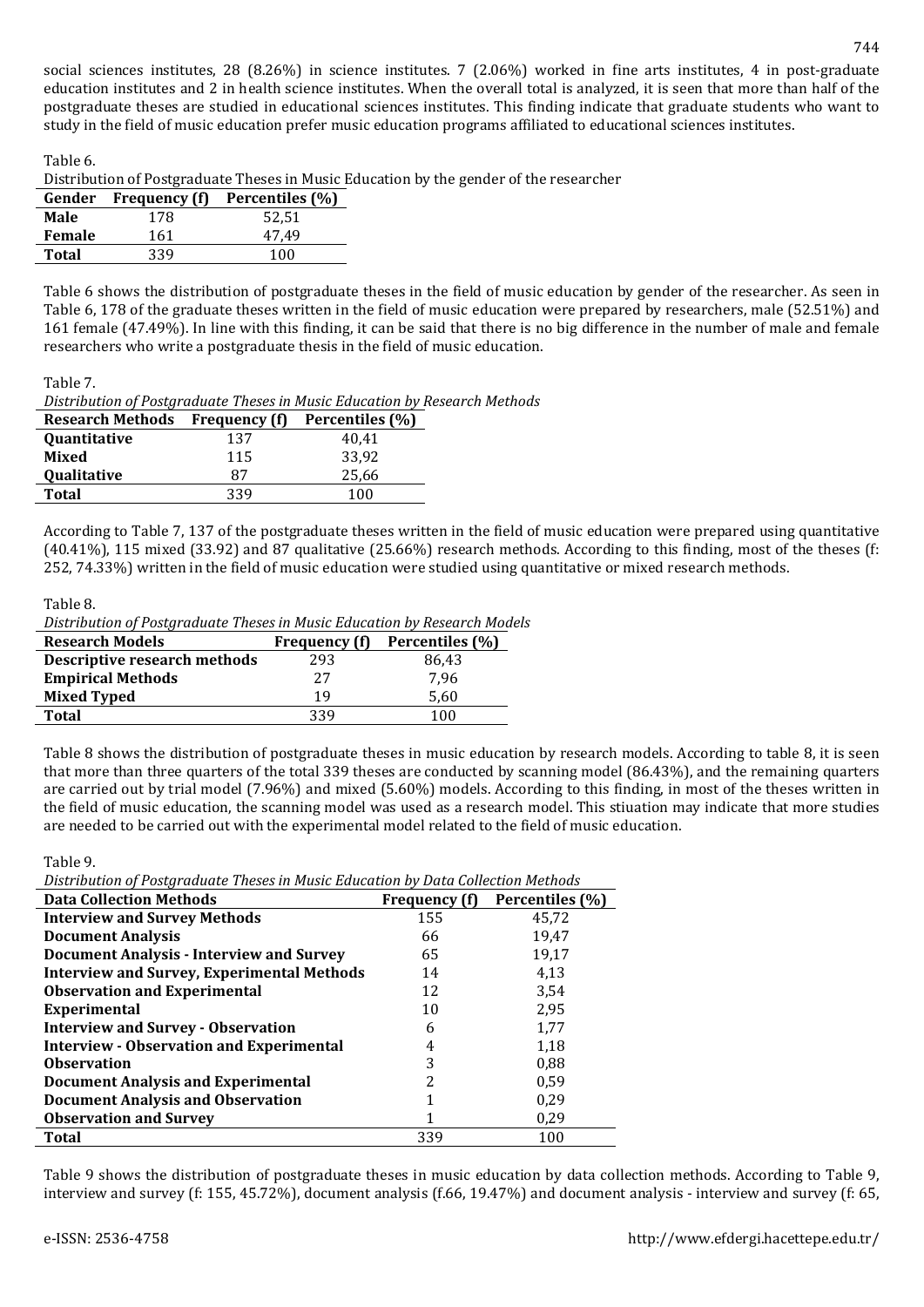social sciences institutes, 28 (8.26%) in science institutes. 7 (2.06%) worked in fine arts institutes, 4 in post-graduate education institutes and 2 in health science institutes. When the overall total is analyzed, it is seen that more than half of the postgraduate theses are studied in educational sciences institutes. This finding indicate that graduate students who want to study in the field of music education prefer music education programs affiliated to educational sciences institutes.

Table 6.

Distribution of Postgraduate Theses in Music Education by the gender of the researcher

| Gender | Frequency (f) | Percentiles (%) |
|---|---|---|
| **Male** | 178 | 52,51 |
| **Female** | 161 | 47,49 |
| **Total** | 339 | 100 |

Table 6 shows the distribution of postgraduate theses in the field of music education by gender of the researcher. As seen in Table 6, 178 of the graduate theses written in the field of music education were prepared by researchers, male (52.51%) and 161 female (47.49%). In line with this finding, it can be said that there is no big difference in the number of male and female researchers who write a postgraduate thesis in the field of music education.

Table 7.

*Distribution of Postgraduate Theses in Music Education by Research Methods*

| Research Methods | Frequency (f) | Percentiles (%) |
|---|---|---|
| **Quantitative** | 137 | 40,41 |
| **Mixed** | 115 | 33,92 |
| **Qualitative** | 87 | 25,66 |
| **Total** | 339 | 100 |

According to Table 7, 137 of the postgraduate theses written in the field of music education were prepared using quantitative (40.41%), 115 mixed (33.92) and 87 qualitative (25.66%) research methods. According to this finding, most of the theses (f: 252, 74.33%) written in the field of music education were studied using quantitative or mixed research methods.

Table 8.

*Distribution of Postgraduate Theses in Music Education by Research Models*

| Research Models | Frequency (f) | Percentiles (%) |
|---|---|---|
| **Descriptive research methods** | 293 | 86,43 |
| **Empirical Methods** | 27 | 7,96 |
| **Mixed Typed** | 19 | 5,60 |
| **Total** | 339 | 100 |

Table 8 shows the distribution of postgraduate theses in music education by research models. According to table 8, it is seen that more than three quarters of the total 339 theses are conducted by scanning model (86.43%), and the remaining quarters are carried out by trial model (7.96%) and mixed (5.60%) models. According to this finding, in most of the theses written in the field of music education, the scanning model was used as a research model. This stiuation may indicate that more studies are needed to be carried out with the experimental model related to the field of music education.

Table 9.

*Distribution of Postgraduate Theses in Music Education by Data Collection Methods*

| Data Collection Methods | Frequency (f) | Percentiles (%) |
|---|---|---|
| **Interview and Survey Methods** | 155 | 45,72 |
| **Document Analysis** | 66 | 19,47 |
| **Document Analysis - Interview and Survey** | 65 | 19,17 |
| **Interview and Survey, Experimental Methods** | 14 | 4,13 |
| **Observation and Experimental** | 12 | 3,54 |
| **Experimental** | 10 | 2,95 |
| **Interview and Survey - Observation** | 6 | 1,77 |
| **Interview - Observation and Experimental** | 4 | 1,18 |
| **Observation** | 3 | 0,88 |
| **Document Analysis and Experimental** | 2 | 0,59 |
| **Document Analysis and Observation** | 1 | 0,29 |
| **Observation and Survey** | 1 | 0,29 |
| **Total** | 339 | 100 |

Table 9 shows the distribution of postgraduate theses in music education by data collection methods. According to Table 9, interview and survey (f: 155, 45.72%), document analysis (f.66, 19.47%) and document analysis - interview and survey (f: 65,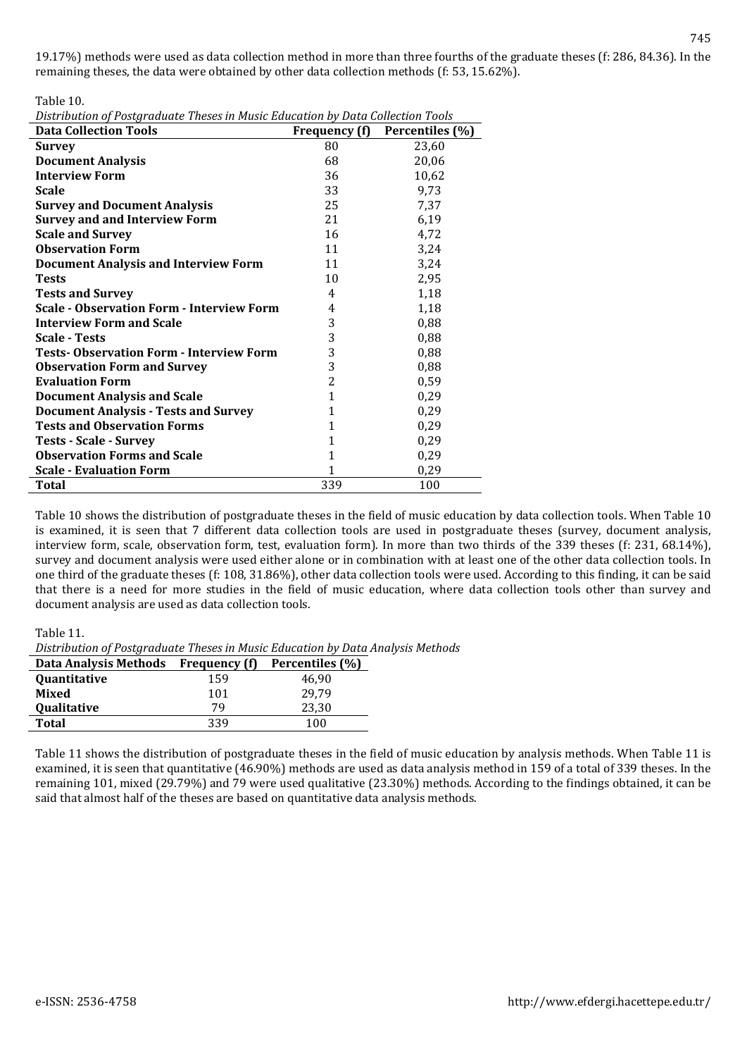19.17%) methods were used as data collection method in more than three fourths of the graduate theses (f: 286, 84.36). In the remaining theses, the data were obtained by other data collection methods (f: 53, 15.62%).

Table 10.

*Distribution of Postgraduate Theses in Music Education by Data Collection Tools*

| Data Collection Tools | Frequency (f) | Percentiles (%) |
|---|---|---|
| **Survey** | 80 | 23,60 |
| **Document Analysis** | 68 | 20,06 |
| **Interview Form** | 36 | 10,62 |
| **Scale** | 33 | 9,73 |
| **Survey and Document Analysis** | 25 | 7,37 |
| **Survey and and Interview Form** | 21 | 6,19 |
| **Scale and Survey** | 16 | 4,72 |
| **Observation Form** | 11 | 3,24 |
| **Document Analysis and Interview Form** | 11 | 3,24 |
| **Tests** | 10 | 2,95 |
| **Tests and Survey** | 4 | 1,18 |
| **Scale - Observation Form - Interview Form** | 4 | 1,18 |
| **Interview Form and Scale** | 3 | 0,88 |
| **Scale - Tests** | 3 | 0,88 |
| **Tests- Observation Form - Interview Form** | 3 | 0,88 |
| **Observation Form and Survey** | 3 | 0,88 |
| **Evaluation Form** | 2 | 0,59 |
| **Document Analysis and Scale** | 1 | 0,29 |
| **Document Analysis - Tests and Survey** | 1 | 0,29 |
| **Tests and Observation Forms** | 1 | 0,29 |
| **Tests - Scale - Survey** | 1 | 0,29 |
| **Observation Forms and Scale** | 1 | 0,29 |
| **Scale - Evaluation Form** | 1 | 0,29 |
| **Total** | 339 | 100 |

Table 10 shows the distribution of postgraduate theses in the field of music education by data collection tools. When Table 10 is examined, it is seen that 7 different data collection tools are used in postgraduate theses (survey, document analysis, interview form, scale, observation form, test, evaluation form). In more than two thirds of the 339 theses (f: 231, 68.14%), survey and document analysis were used either alone or in combination with at least one of the other data collection tools. In one third of the graduate theses (f: 108, 31.86%), other data collection tools were used. According to this finding, it can be said that there is a need for more studies in the field of music education, where data collection tools other than survey and document analysis are used as data collection tools.

Table 11.

*Distribution of Postgraduate Theses in Music Education by Data Analysis Methods*

| Data Analysis Methods | Frequency (f) | Percentiles (%) |
|---|---|---|
| **Quantitative** | 159 | 46,90 |
| **Mixed** | 101 | 29,79 |
| **Qualitative** | 79 | 23,30 |
| **Total** | 339 | 100 |

Table 11 shows the distribution of postgraduate theses in the field of music education by analysis methods. When Table 11 is examined, it is seen that quantitative (46.90%) methods are used as data analysis method in 159 of a total of 339 theses. In the remaining 101, mixed (29.79%) and 79 were used qualitative (23.30%) methods. According to the findings obtained, it can be said that almost half of the theses are based on quantitative data analysis methods.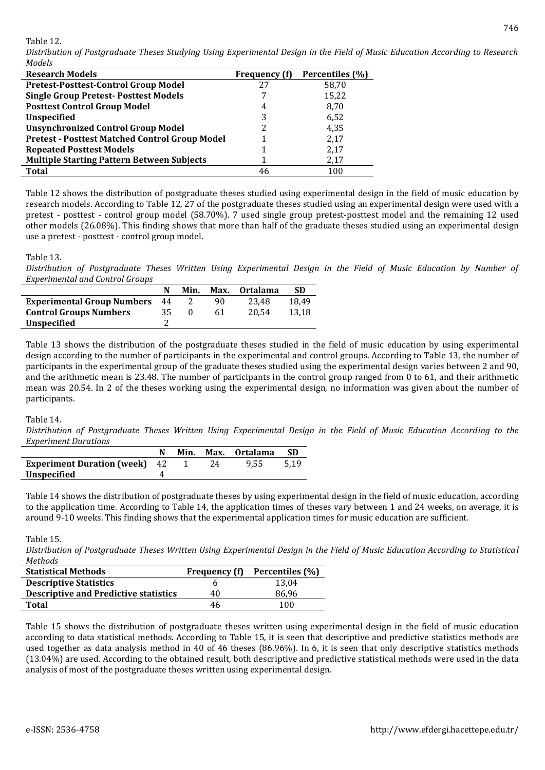Table 12.

*Distribution of Postgraduate Theses Studying Using Experimental Design in the Field of Music Education According to Research Models*

| Research Models | Frequency (f) | Percentiles (%) |
|---|---|---|
| **Pretest-Posttest-Control Group Model** | 27 | 58,70 |
| **Single Group Pretest- Posttest Models** | 7 | 15,22 |
| **Posttest Control Group Model** | 4 | 8,70 |
| **Unspecified** | 3 | 6,52 |
| **Unsynchronized Control Group Model** | 2 | 4,35 |
| **Pretest - Posttest Matched Control Group Model** | 1 | 2,17 |
| **Repeated Posttest Models** | 1 | 2,17 |
| **Multiple Starting Pattern Between Subjects** | 1 | 2,17 |
| **Total** | 46 | 100 |

Table 12 shows the distribution of postgraduate theses studied using experimental design in the field of music education by research models. According to Table 12, 27 of the postgraduate theses studied using an experimental design were used with a pretest - posttest - control group model (58.70%). 7 used single group pretest-posttest model and the remaining 12 used other models (26.08%). This finding shows that more than half of the graduate theses studied using an experimental design use a pretest - posttest - control group model.

Table 13.

*Distribution of Postgraduate Theses Written Using Experimental Design in the Field of Music Education by Number of Experimental and Control Groups*

| | N | Min. | Max. | Ortalama | SD |
|---|---|---|---|---|---|
| **Experimental Group Numbers** | 44 | 2 | 90 | 23,48 | 18,49 |
| **Control Groups Numbers** | 35 | 0 | 61 | 20,54 | 13,18 |
| **Unspecified** | 2 | | | | |

Table 13 shows the distribution of the postgraduate theses studied in the field of music education by using experimental design according to the number of participants in the experimental and control groups. According to Table 13, the number of participants in the experimental group of the graduate theses studied using the experimental design varies between 2 and 90, and the arithmetic mean is 23.48. The number of participants in the control group ranged from 0 to 61, and their arithmetic mean was 20.54. In 2 of the theses working using the experimental design, no information was given about the number of participants.

Table 14.

*Distribution of Postgraduate Theses Written Using Experimental Design in the Field of Music Education According to the Experiment Durations*

| | N | Min. | Max. | Ortalama | SD |
|---|---|---|---|---|---|
| **Experiment Duration (week)** | 42 | 1 | 24 | 9,55 | 5,19 |
| **Unspecified** | 4 | | | | |

Table 14 shows the distribution of postgraduate theses by using experimental design in the field of music education, according to the application time. According to Table 14, the application times of theses vary between 1 and 24 weeks, on average, it is around 9-10 weeks. This finding shows that the experimental application times for music education are sufficient.

Table 15.

*Distribution of Postgraduate Theses Written Using Experimental Design in the Field of Music Education According to Statistical Methods*

| Statistical Methods | Frequency (f) | Percentiles (%) |
|---|---|---|
| **Descriptive Statistics** | 6 | 13,04 |
| **Descriptive and Predictive statistics** | 40 | 86,96 |
| **Total** | 46 | 100 |

Table 15 shows the distribution of postgraduate theses written using experimental design in the field of music education according to data statistical methods. According to Table 15, it is seen that descriptive and predictive statistics methods are used together as data analysis method in 40 of 46 theses (86.96%). In 6, it is seen that only descriptive statistics methods (13.04%) are used. According to the obtained result, both descriptive and predictive statistical methods were used in the data analysis of most of the postgraduate theses written using experimental design.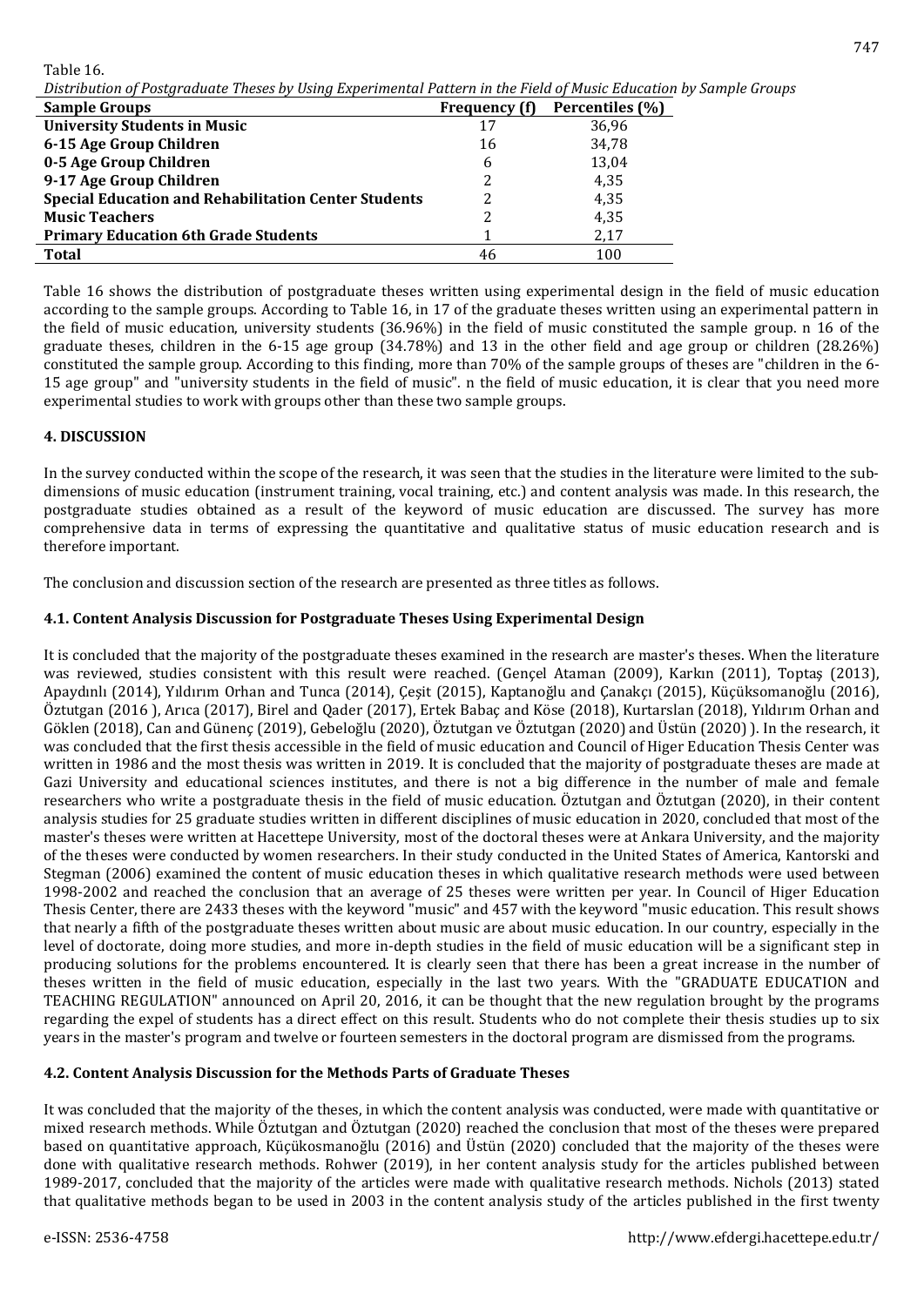Table 16.

*Distribution of Postgraduate Theses by Using Experimental Pattern in the Field of Music Education by Sample Groups*

| Sample Groups | Frequency (f) | Percentiles (%) |
|---|---|---|
| **University Students in Music** | 17 | 36,96 |
| **6-15 Age Group Children** | 16 | 34,78 |
| **0-5 Age Group Children** | 6 | 13,04 |
| **9-17 Age Group Children** | 2 | 4,35 |
| **Special Education and Rehabilitation Center Students** | 2 | 4,35 |
| **Music Teachers** | 2 | 4,35 |
| **Primary Education 6th Grade Students** | 1 | 2,17 |
| **Total** | 46 | 100 |

Table 16 shows the distribution of postgraduate theses written using experimental design in the field of music education according to the sample groups. According to Table 16, in 17 of the graduate theses written using an experimental pattern in the field of music education, university students (36.96%) in the field of music constituted the sample group. n 16 of the graduate theses, children in the 6-15 age group (34.78%) and 13 in the other field and age group or children (28.26%) constituted the sample group. According to this finding, more than 70% of the sample groups of theses are "children in the 6-15 age group" and "university students in the field of music". n the field of music education, it is clear that you need more experimental studies to work with groups other than these two sample groups.

## 4. DISCUSSION

In the survey conducted within the scope of the research, it was seen that the studies in the literature were limited to the sub-dimensions of music education (instrument training, vocal training, etc.) and content analysis was made. In this research, the postgraduate studies obtained as a result of the keyword of music education are discussed. The survey has more comprehensive data in terms of expressing the quantitative and qualitative status of music education research and is therefore important.

The conclusion and discussion section of the research are presented as three titles as follows.

### 4.1. Content Analysis Discussion for Postgraduate Theses Using Experimental Design

It is concluded that the majority of the postgraduate theses examined in the research are master's theses. When the literature was reviewed, studies consistent with this result were reached. (Gençel Ataman (2009), Karkın (2011), Toptaş (2013), Apaydınlı (2014), Yıldırım Orhan and Tunca (2014), Çeşit (2015), Kaptanoğlu and Çanakçı (2015), Küçüksomanoğlu (2016), Öztutgan (2016 ), Arıca (2017), Birel and Qader (2017), Ertek Babaç and Köse (2018), Kurtarslan (2018), Yıldırım Orhan and Göklen (2018), Can and Günenç (2019), Gebeloğlu (2020), Öztutgan ve Öztutgan (2020) and Üstün (2020) ). In the research, it was concluded that the first thesis accessible in the field of music education and Council of Higer Education Thesis Center was written in 1986 and the most thesis was written in 2019. It is concluded that the majority of postgraduate theses are made at Gazi University and educational sciences institutes, and there is not a big difference in the number of male and female researchers who write a postgraduate thesis in the field of music education. Öztutgan and Öztutgan (2020), in their content analysis studies for 25 graduate studies written in different disciplines of music education in 2020, concluded that most of the master's theses were written at Hacettepe University, most of the doctoral theses were at Ankara University, and the majority of the theses were conducted by women researchers. In their study conducted in the United States of America, Kantorski and Stegman (2006) examined the content of music education theses in which qualitative research methods were used between 1998-2002 and reached the conclusion that an average of 25 theses were written per year. In Council of Higer Education Thesis Center, there are 2433 theses with the keyword "music" and 457 with the keyword "music education. This result shows that nearly a fifth of the postgraduate theses written about music are about music education. In our country, especially in the level of doctorate, doing more studies, and more in-depth studies in the field of music education will be a significant step in producing solutions for the problems encountered. It is clearly seen that there has been a great increase in the number of theses written in the field of music education, especially in the last two years. With the "GRADUATE EDUCATION and TEACHING REGULATION" announced on April 20, 2016, it can be thought that the new regulation brought by the programs regarding the expel of students has a direct effect on this result. Students who do not complete their thesis studies up to six years in the master's program and twelve or fourteen semesters in the doctoral program are dismissed from the programs.

### 4.2. Content Analysis Discussion for the Methods Parts of Graduate Theses

It was concluded that the majority of the theses, in which the content analysis was conducted, were made with quantitative or mixed research methods. While Öztutgan and Öztutgan (2020) reached the conclusion that most of the theses were prepared based on quantitative approach, Küçükosmanoğlu (2016) and Üstün (2020) concluded that the majority of the theses were done with qualitative research methods. Rohwer (2019), in her content analysis study for the articles published between 1989-2017, concluded that the majority of the articles were made with qualitative research methods. Nichols (2013) stated that qualitative methods began to be used in 2003 in the content analysis study of the articles published in the first twenty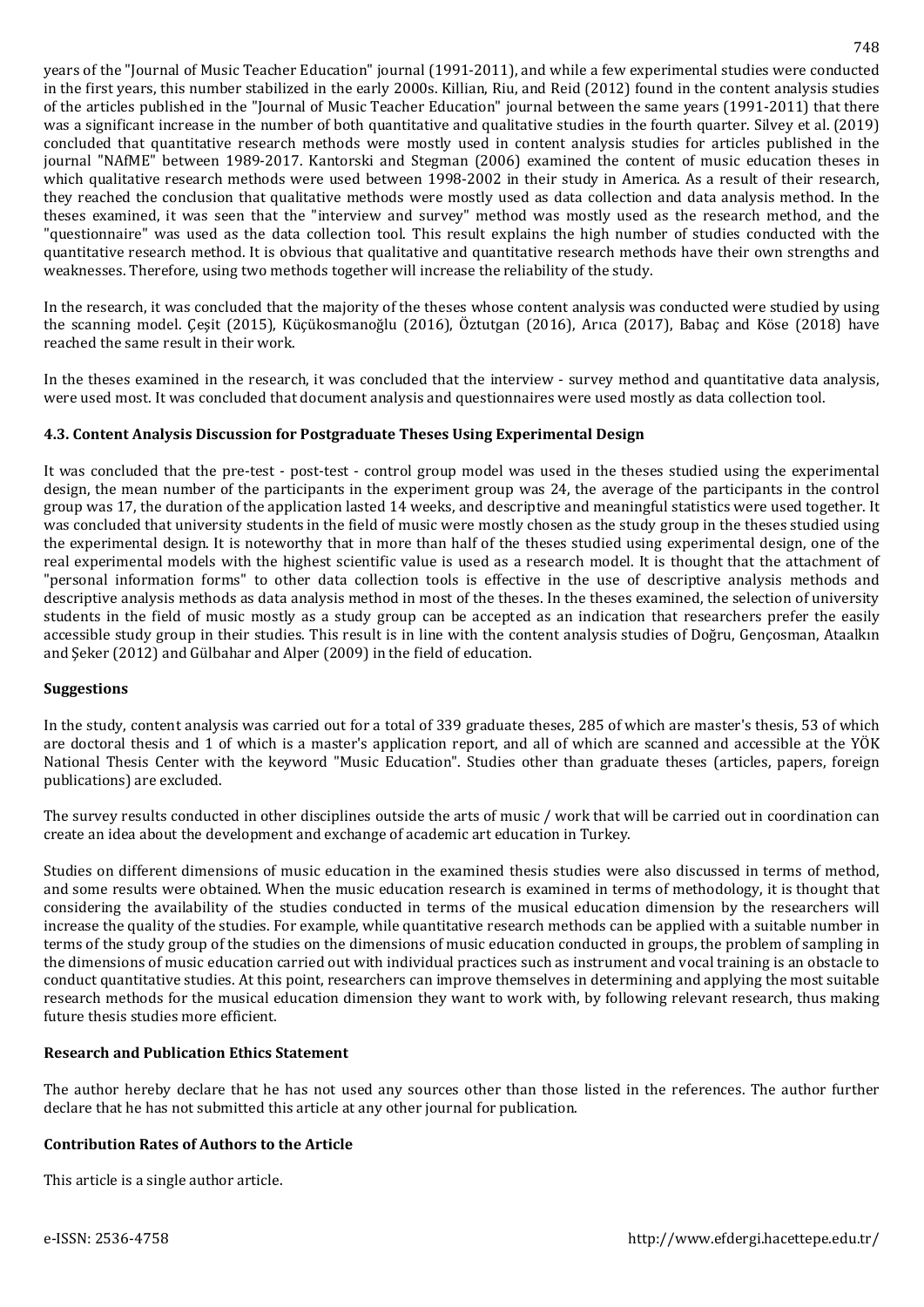years of the "Journal of Music Teacher Education" journal (1991-2011), and while a few experimental studies were conducted in the first years, this number stabilized in the early 2000s. Killian, Riu, and Reid (2012) found in the content analysis studies of the articles published in the "Journal of Music Teacher Education" journal between the same years (1991-2011) that there was a significant increase in the number of both quantitative and qualitative studies in the fourth quarter. Silvey et al. (2019) concluded that quantitative research methods were mostly used in content analysis studies for articles published in the journal "NAfME" between 1989-2017. Kantorski and Stegman (2006) examined the content of music education theses in which qualitative research methods were used between 1998-2002 in their study in America. As a result of their research, they reached the conclusion that qualitative methods were mostly used as data collection and data analysis method. In the theses examined, it was seen that the "interview and survey" method was mostly used as the research method, and the "questionnaire" was used as the data collection tool. This result explains the high number of studies conducted with the quantitative research method. It is obvious that qualitative and quantitative research methods have their own strengths and weaknesses. Therefore, using two methods together will increase the reliability of the study.

In the research, it was concluded that the majority of the theses whose content analysis was conducted were studied by using the scanning model. Çeşit (2015), Küçükosmanoğlu (2016), Öztutgan (2016), Arıca (2017), Babaç and Köse (2018) have reached the same result in their work.

In the theses examined in the research, it was concluded that the interview - survey method and quantitative data analysis, were used most. It was concluded that document analysis and questionnaires were used mostly as data collection tool.

### 4.3. Content Analysis Discussion for Postgraduate Theses Using Experimental Design

It was concluded that the pre-test - post-test - control group model was used in the theses studied using the experimental design, the mean number of the participants in the experiment group was 24, the average of the participants in the control group was 17, the duration of the application lasted 14 weeks, and descriptive and meaningful statistics were used together. It was concluded that university students in the field of music were mostly chosen as the study group in the theses studied using the experimental design. It is noteworthy that in more than half of the theses studied using experimental design, one of the real experimental models with the highest scientific value is used as a research model. It is thought that the attachment of "personal information forms" to other data collection tools is effective in the use of descriptive analysis methods and descriptive analysis methods as data analysis method in most of the theses. In the theses examined, the selection of university students in the field of music mostly as a study group can be accepted as an indication that researchers prefer the easily accessible study group in their studies. This result is in line with the content analysis studies of Doğru, Gençosman, Ataalkın and Şeker (2012) and Gülbahar and Alper (2009) in the field of education.

### Suggestions

In the study, content analysis was carried out for a total of 339 graduate theses, 285 of which are master's thesis, 53 of which are doctoral thesis and 1 of which is a master's application report, and all of which are scanned and accessible at the YÖK National Thesis Center with the keyword "Music Education". Studies other than graduate theses (articles, papers, foreign publications) are excluded.

The survey results conducted in other disciplines outside the arts of music / work that will be carried out in coordination can create an idea about the development and exchange of academic art education in Turkey.

Studies on different dimensions of music education in the examined thesis studies were also discussed in terms of method, and some results were obtained. When the music education research is examined in terms of methodology, it is thought that considering the availability of the studies conducted in terms of the musical education dimension by the researchers will increase the quality of the studies. For example, while quantitative research methods can be applied with a suitable number in terms of the study group of the studies on the dimensions of music education conducted in groups, the problem of sampling in the dimensions of music education carried out with individual practices such as instrument and vocal training is an obstacle to conduct quantitative studies. At this point, researchers can improve themselves in determining and applying the most suitable research methods for the musical education dimension they want to work with, by following relevant research, thus making future thesis studies more efficient.

### Research and Publication Ethics Statement

The author hereby declare that he has not used any sources other than those listed in the references. The author further declare that he has not submitted this article at any other journal for publication.

### Contribution Rates of Authors to the Article

This article is a single author article.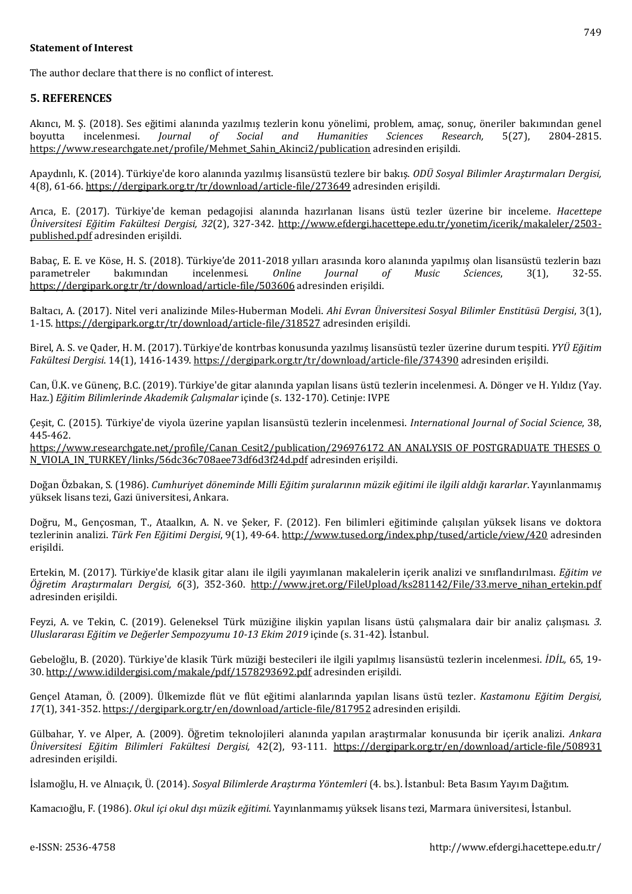**Statement of Interest**

The author declare that there is no conflict of interest.

## 5. REFERENCES

Akıncı, M. Ş. (2018). Ses eğitimi alanında yazılmış tezlerin konu yönelimi, problem, amaç, sonuç, öneriler bakımından genel boyutta incelenmesi. *Journal of Social and Humanities Sciences Research,* 5(27), 2804-2815. https://www.researchgate.net/profile/Mehmet_Sahin_Akinci2/publication adresinden erişildi.

Apaydınlı, K. (2014). Türkiye'de koro alanında yazılmış lisansüstü tezlere bir bakış. *ODÜ Sosyal Bilimler Araştırmaları Dergisi,* 4(8), 61-66. https://dergipark.org.tr/tr/download/article-file/273649 adresinden erişildi.

Arıca, E. (2017). Türkiye'de keman pedagojisi alanında hazırlanan lisans üstü tezler üzerine bir inceleme. *Hacettepe Üniversitesi Eğitim Fakültesi Dergisi, 32*(2), 327-342. http://www.efdergi.hacettepe.edu.tr/yonetim/icerik/makaleler/2503-published.pdf adresinden erişildi.

Babaç, E. E. ve Köse, H. S. (2018). Türkiye'de 2011-2018 yılları arasında koro alanında yapılmış olan lisansüstü tezlerin bazı parametreler bakımından incelenmesi. *Online Journal of Music Sciences*, 3(1), 32-55. https://dergipark.org.tr/tr/download/article-file/503606 adresinden erişildi.

Baltacı, A. (2017). Nitel veri analizinde Miles-Huberman Modeli. *Ahi Evran Üniversitesi Sosyal Bilimler Enstitüsü Dergisi*, 3(1), 1-15. https://dergipark.org.tr/tr/download/article-file/318527 adresinden erişildi.

Birel, A. S. ve Qader, H. M. (2017). Türkiye'de kontrbas konusunda yazılmış lisansüstü tezler üzerine durum tespiti. *YYÜ Eğitim Fakültesi Dergisi*. 14(1), 1416-1439. https://dergipark.org.tr/tr/download/article-file/374390 adresinden erişildi.

Can, Ü.K. ve Günenç, B.C. (2019). Türkiye'de gitar alanında yapılan lisans üstü tezlerin incelenmesi. A. Dönger ve H. Yıldız (Yay. Haz.) *Eğitim Bilimlerinde Akademik Çalışmalar* içinde (s. 132-170). Cetinje: IVPE

Çeşit, C. (2015). Türkiye'de viyola üzerine yapılan lisansüstü tezlerin incelenmesi. *International Journal of Social Science*, 38, 445-462. https://www.researchgate.net/profile/Canan_Cesit2/publication/296976172_AN_ANALYSIS_OF_POSTGRADUATE_THESES_ON_VIOLA_IN_TURKEY/links/56dc36c708aee73df6d3f24d.pdf adresinden erişildi.

Doğan Özbakan, S. (1986). *Cumhuriyet döneminde Milli Eğitim şuralarının müzik eğitimi ile ilgili aldığı kararlar*. Yayınlanmamış yüksek lisans tezi, Gazi üniversitesi, Ankara.

Doğru, M., Gençosman, T., Ataalkın, A. N. ve Şeker, F. (2012). Fen bilimleri eğitiminde çalışılan yüksek lisans ve doktora tezlerinin analizi. *Türk Fen Eğitimi Dergisi*, 9(1), 49-64. http://www.tused.org/index.php/tused/article/view/420 adresinden erişildi.

Ertekin, M. (2017). Türkiye'de klasik gitar alanı ile ilgili yayımlanan makalelerin içerik analizi ve sınıflandırılması. *Eğitim ve Öğretim Araştırmaları Dergisi, 6*(3), 352-360. http://www.jret.org/FileUpload/ks281142/File/33.merve_nihan_ertekin.pdf adresinden erişildi.

Feyzi, A. ve Tekin, C. (2019). Geleneksel Türk müziğine ilişkin yapılan lisans üstü çalışmalara dair bir analiz çalışması. *3. Uluslararası Eğitim ve Değerler Sempozyumu 10-13 Ekim 2019* içinde (s. 31-42). İstanbul.

Gebeloğlu, B. (2020). Türkiye'de klasik Türk müziği bestecileri ile ilgili yapılmış lisansüstü tezlerin incelenmesi. *İDİL,* 65, 19-30. http://www.idildergisi.com/makale/pdf/1578293692.pdf adresinden erişildi.

Gençel Ataman, Ö. (2009). Ülkemizde flüt ve flüt eğitimi alanlarında yapılan lisans üstü tezler. *Kastamonu Eğitim Dergisi, 17*(1), 341-352. https://dergipark.org.tr/en/download/article-file/817952 adresinden erişildi.

Gülbahar, Y. ve Alper, A. (2009). Öğretim teknolojileri alanında yapılan araştırmalar konusunda bir içerik analizi. *Ankara Üniversitesi Eğitim Bilimleri Fakültesi Dergisi,* 42(2), 93-111. https://dergipark.org.tr/en/download/article-file/508931 adresinden erişildi.

İslamoğlu, H. ve Alnıaçık, Ü. (2014). *Sosyal Bilimlerde Araştırma Yöntemleri* (4. bs.). İstanbul: Beta Basım Yayım Dağıtım.

Kamacıoğlu, F. (1986). *Okul içi okul dışı müzik eğitimi*. Yayınlanmamış yüksek lisans tezi, Marmara üniversitesi, İstanbul.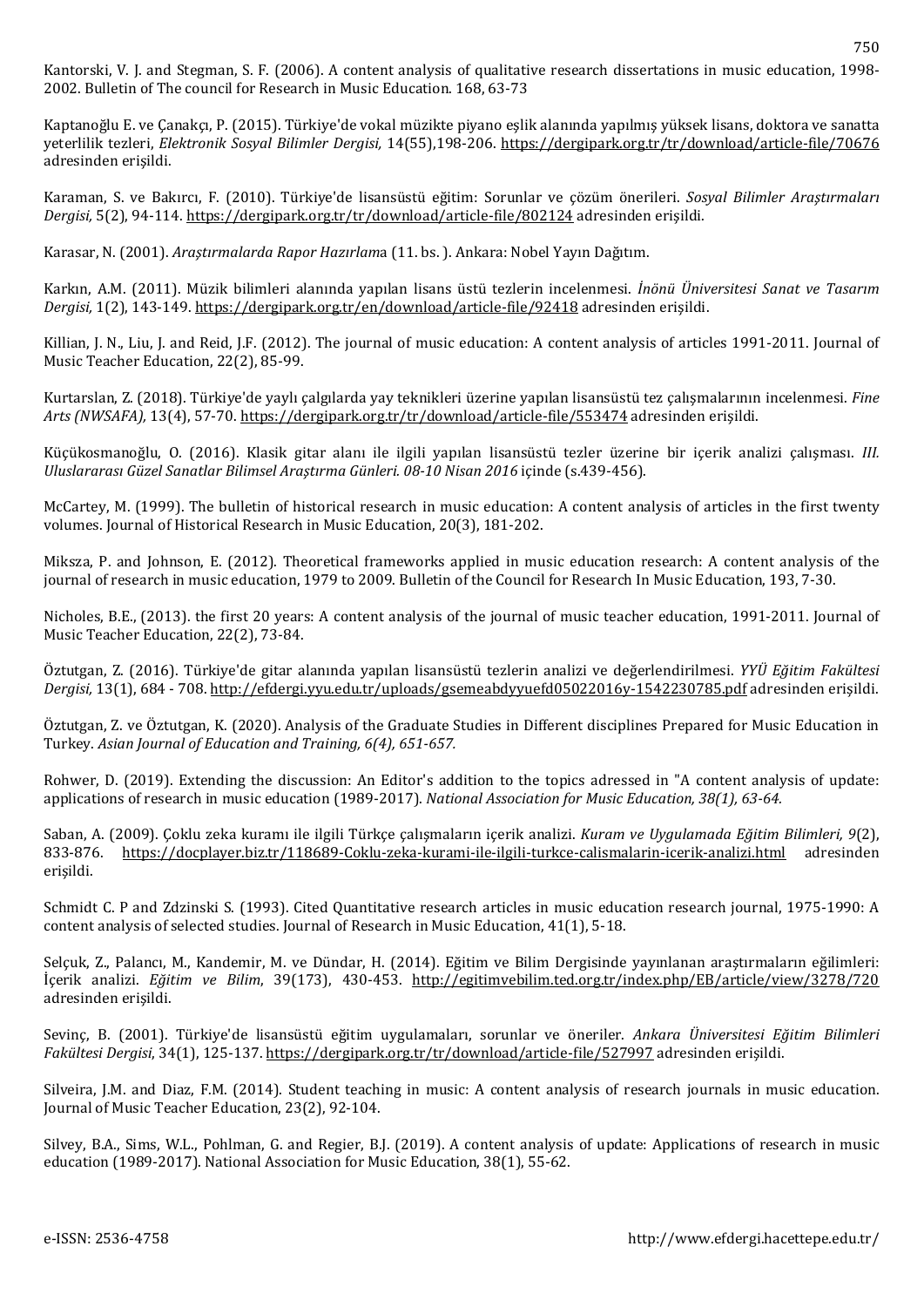Kantorski, V. J. and Stegman, S. F. (2006). A content analysis of qualitative research dissertations in music education, 1998-2002. Bulletin of The council for Research in Music Education. 168, 63-73

Kaptanoğlu E. ve Çanakçı, P. (2015). Türkiye'de vokal müzikte piyano eşlik alanında yapılmış yüksek lisans, doktora ve sanatta yeterlilik tezleri, *Elektronik Sosyal Bilimler Dergisi,* 14(55),198-206. https://dergipark.org.tr/tr/download/article-file/70676 adresinden erişildi.

Karaman, S. ve Bakırcı, F. (2010). Türkiye'de lisansüstü eğitim: Sorunlar ve çözüm önerileri. *Sosyal Bilimler Araştırmaları Dergisi,* 5(2), 94-114. https://dergipark.org.tr/tr/download/article-file/802124 adresinden erişildi.

Karasar, N. (2001). *Araştırmalarda Rapor Hazırlam*a (11. bs. ). Ankara: Nobel Yayın Dağıtım.

Karkın, A.M. (2011). Müzik bilimleri alanında yapılan lisans üstü tezlerin incelenmesi. *İnönü Üniversitesi Sanat ve Tasarım Dergisi,* 1(2), 143-149. https://dergipark.org.tr/en/download/article-file/92418 adresinden erişildi.

Killian, J. N., Liu, J. and Reid, J.F. (2012). The journal of music education: A content analysis of articles 1991-2011. Journal of Music Teacher Education, 22(2), 85-99.

Kurtarslan, Z. (2018). Türkiye'de yaylı çalgılarda yay teknikleri üzerine yapılan lisansüstü tez çalışmalarının incelenmesi. *Fine Arts (NWSAFA),* 13(4), 57-70. https://dergipark.org.tr/tr/download/article-file/553474 adresinden erişildi.

Küçükosmanoğlu, O. (2016). Klasik gitar alanı ile ilgili yapılan lisansüstü tezler üzerine bir içerik analizi çalışması. *III. Uluslararası Güzel Sanatlar Bilimsel Araştırma Günleri. 08-10 Nisan 2016* içinde (s.439-456).

McCartey, M. (1999). The bulletin of historical research in music education: A content analysis of articles in the first twenty volumes. Journal of Historical Research in Music Education, 20(3), 181-202.

Miksza, P. and Johnson, E. (2012). Theoretical frameworks applied in music education research: A content analysis of the journal of research in music education, 1979 to 2009. Bulletin of the Council for Research In Music Education, 193, 7-30.

Nicholes, B.E., (2013). the first 20 years: A content analysis of the journal of music teacher education, 1991-2011. Journal of Music Teacher Education, 22(2), 73-84.

Öztutgan, Z. (2016). Türkiye'de gitar alanında yapılan lisansüstü tezlerin analizi ve değerlendirilmesi. *YYÜ Eğitim Fakültesi Dergisi,* 13(1), 684 - 708. http://efdergi.yyu.edu.tr/uploads/gsemeabdyyuefd05022016y-1542230785.pdf adresinden erişildi.

Öztutgan, Z. ve Öztutgan, K. (2020). Analysis of the Graduate Studies in Different disciplines Prepared for Music Education in Turkey. *Asian Journal of Education and Training, 6(4), 651-657.*

Rohwer, D. (2019). Extending the discussion: An Editor's addition to the topics adressed in "A content analysis of update: applications of research in music education (1989-2017). *National Association for Music Education, 38(1), 63-64.*

Saban, A. (2009). Çoklu zeka kuramı ile ilgili Türkçe çalışmaların içerik analizi. *Kuram ve Uygulamada Eğitim Bilimleri, 9*(2), 833-876. https://docplayer.biz.tr/118689-Coklu-zeka-kurami-ile-ilgili-turkce-calismalarin-icerik-analizi.html adresinden erişildi.

Schmidt C. P and Zdzinski S. (1993). Cited Quantitative research articles in music education research journal, 1975-1990: A content analysis of selected studies. Journal of Research in Music Education, 41(1), 5-18.

Selçuk, Z., Palancı, M., Kandemir, M. ve Dündar, H. (2014). Eğitim ve Bilim Dergisinde yayınlanan araştırmaların eğilimleri: İçerik analizi. *Eğitim ve Bilim*, 39(173), 430-453. http://egitimvebilim.ted.org.tr/index.php/EB/article/view/3278/720 adresinden erişildi.

Sevinç, B. (2001). Türkiye'de lisansüstü eğitim uygulamaları, sorunlar ve öneriler. *Ankara Üniversitesi Eğitim Bilimleri Fakültesi Dergisi*, 34(1), 125-137. https://dergipark.org.tr/tr/download/article-file/527997 adresinden erişildi.

Silveira, J.M. and Diaz, F.M. (2014). Student teaching in music: A content analysis of research journals in music education. Journal of Music Teacher Education, 23(2), 92-104.

Silvey, B.A., Sims, W.L., Pohlman, G. and Regier, B.J. (2019). A content analysis of update: Applications of research in music education (1989-2017). National Association for Music Education, 38(1), 55-62.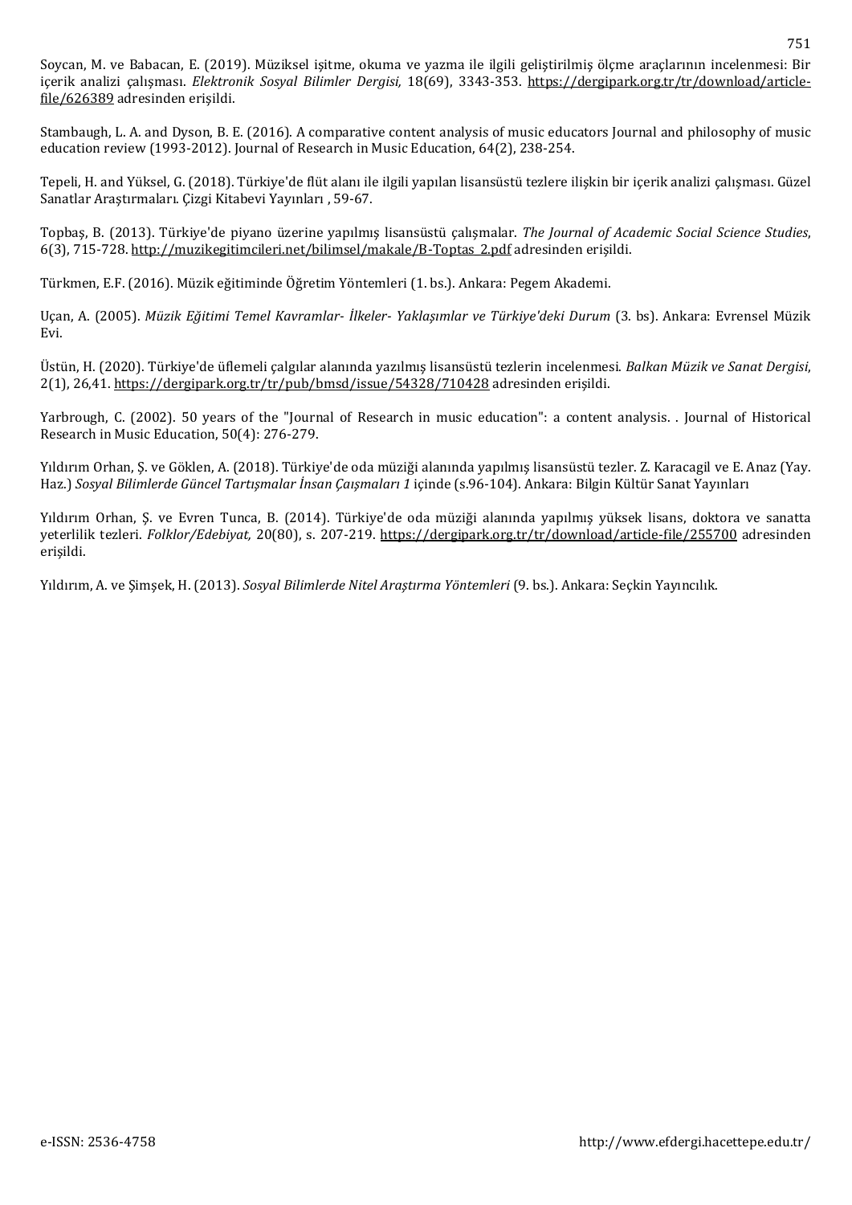Soycan, M. ve Babacan, E. (2019). Müziksel işitme, okuma ve yazma ile ilgili geliştirilmiş ölçme araçlarının incelenmesi: Bir içerik analizi çalışması. *Elektronik Sosyal Bilimler Dergisi,* 18(69), 3343-353. https://dergipark.org.tr/tr/download/article-file/626389 adresinden erişildi.

Stambaugh, L. A. and Dyson, B. E. (2016). A comparative content analysis of music educators Journal and philosophy of music education review (1993-2012). Journal of Research in Music Education, 64(2), 238-254.

Tepeli, H. and Yüksel, G. (2018). Türkiye'de flüt alanı ile ilgili yapılan lisansüstü tezlere ilişkin bir içerik analizi çalışması. Güzel Sanatlar Araştırmaları. Çizgi Kitabevi Yayınları , 59-67.

Topbaş, B. (2013). Türkiye'de piyano üzerine yapılmış lisansüstü çalışmalar. *The Journal of Academic Social Science Studies*, 6(3), 715-728. http://muzikegitimcileri.net/bilimsel/makale/B-Toptas_2.pdf adresinden erişildi.

Türkmen, E.F. (2016). Müzik eğitiminde Öğretim Yöntemleri (1. bs.). Ankara: Pegem Akademi.

Uçan, A. (2005). *Müzik Eğitimi Temel Kavramlar- İlkeler- Yaklaşımlar ve Türkiye'deki Durum* (3. bs). Ankara: Evrensel Müzik Evi.

Üstün, H. (2020). Türkiye'de üflemeli çalgılar alanında yazılmış lisansüstü tezlerin incelenmesi. *Balkan Müzik ve Sanat Dergisi*, 2(1), 26,41. https://dergipark.org.tr/tr/pub/bmsd/issue/54328/710428 adresinden erişildi.

Yarbrough, C. (2002). 50 years of the "Journal of Research in music education": a content analysis. . Journal of Historical Research in Music Education, 50(4): 276-279.

Yıldırım Orhan, Ş. ve Göklen, A. (2018). Türkiye'de oda müziği alanında yapılmış lisansüstü tezler. Z. Karacagil ve E. Anaz (Yay. Haz.) *Sosyal Bilimlerde Güncel Tartışmalar İnsan Çaışmaları 1* içinde (s.96-104). Ankara: Bilgin Kültür Sanat Yayınları

Yıldırım Orhan, Ş. ve Evren Tunca, B. (2014). Türkiye'de oda müziği alanında yapılmış yüksek lisans, doktora ve sanatta yeterlilik tezleri. *Folklor/Edebiyat,* 20(80), s. 207-219. https://dergipark.org.tr/tr/download/article-file/255700 adresinden erişildi.

Yıldırım, A. ve Şimşek, H. (2013). *Sosyal Bilimlerde Nitel Araştırma Yöntemleri* (9. bs.). Ankara: Seçkin Yayıncılık.